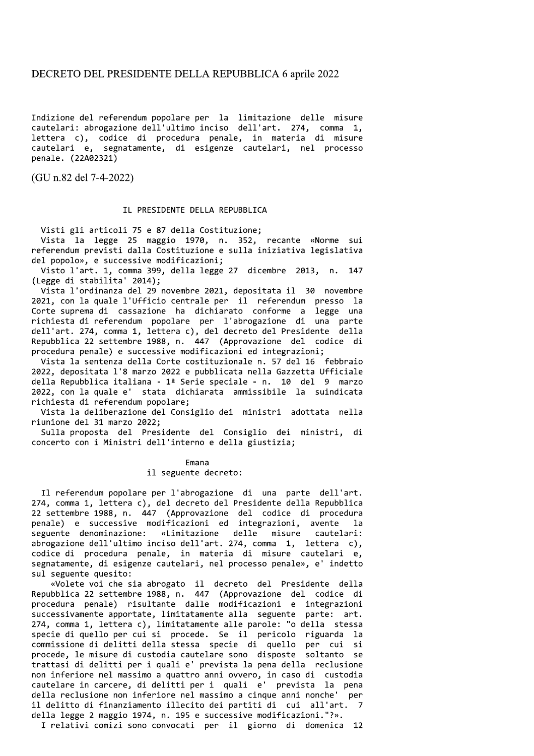# DECRETO DEL PRESIDENTE DELLA REPUBBLICA 6 aprile 2022

Indizione del referendum popolare per la limitazione delle misure cautelari: abrogazione dell'ultimo inciso dell'art. 274, comma 1, lettera c), codice di procedura penale, in materia di misure cautelari e, segnatamente, di esigenze cautelari, nel processo penale. (22A02321)

(GU n.82 del 7-4-2022)

IL PRESIDENTE DELLA REPUBBLICA

Visti gli articoli 75 e 87 della Costituzione;

Vista la legge 25 maggio 1970, n. 352, recante «Norme sui referendum previsti dalla Costituzione e sulla iniziativa legislativa del popolo», e successive modificazioni;

Visto l'art. 1, comma 399, della legge 27 dicembre 2013, n. 147 (Legge di stabilita' 2014);

Vista l'ordinanza del 29 novembre 2021, depositata il 30 novembre 2021, con la quale l'Ufficio centrale per il referendum presso la Corte suprema di cassazione ha dichiarato conforme a legge una richiesta di referendum popolare per l'abrogazione di una parte dell'art. 274, comma 1, lettera c), del decreto del Presidente della Repubblica 22 settembre 1988, n. 447 (Approvazione del codice di procedura penale) e successive modificazioni ed integrazioni;

Vista la sentenza della Corte costituzionale n. 57 del 16 febbraio 2022, depositata l'8 marzo 2022 e pubblicata nella Gazzetta Ufficiale della Repubblica italiana - 1ª Serie speciale - n. 10 del 9 marzo 2022, con la quale e' stata dichiarata ammissibile la suindicata richiesta di referendum popolare;

Vista la deliberazione del Consiglio dei ministri adottata nella riunione del 31 marzo 2022;

Sulla proposta del Presidente del Consiglio dei ministri, di concerto con i Ministri dell'interno e della giustizia;

Emana
il seguente decreto:

Il referendum popolare per l'abrogazione di una parte dell'art. 274, comma 1, lettera c), del decreto del Presidente della Repubblica 22 settembre 1988, n. 447 (Approvazione del codice di procedura penale) e successive modificazioni ed integrazioni, avente la seguente denominazione: «Limitazione delle misure cautelari: abrogazione dell'ultimo inciso dell'art. 274, comma 1, lettera c), codice di procedura penale, in materia di misure cautelari e, segnatamente, di esigenze cautelari, nel processo penale», e' indetto sul seguente quesito:

«Volete voi che sia abrogato il decreto del Presidente della Repubblica 22 settembre 1988, n. 447 (Approvazione del codice di procedura penale) risultante dalle modificazioni e integrazioni successivamente apportate, limitatamente alla seguente parte: art. 274, comma 1, lettera c), limitatamente alle parole: "o della stessa specie di quello per cui si procede. Se il pericolo riguarda la commissione di delitti della stessa specie di quello per cui si procede, le misure di custodia cautelare sono disposte soltanto se trattasi di delitti per i quali e' prevista la pena della reclusione non inferiore nel massimo a quattro anni ovvero, in caso di custodia cautelare in carcere, di delitti per i quali e' prevista la pena della reclusione non inferiore nel massimo a cinque anni nonche' per il delitto di finanziamento illecito dei partiti di cui all'art. 7 della legge 2 maggio 1974, n. 195 e successive modificazioni."?».

I relativi comizi sono convocati per il giorno di domenica 12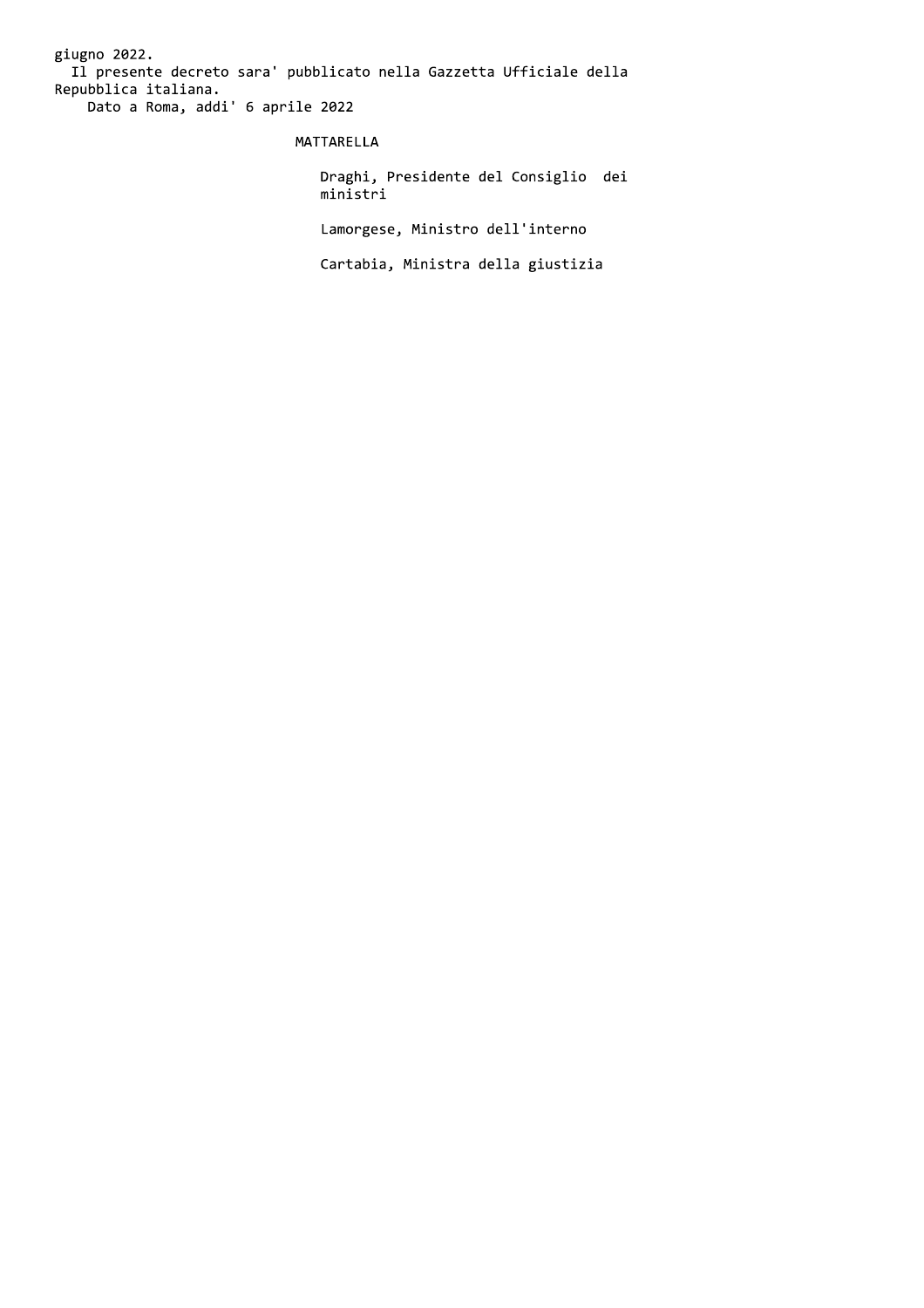giugno 2022.

Il presente decreto sara' pubblicato nella Gazzetta Ufficiale della Repubblica italiana.

Dato a Roma, addi' 6 aprile 2022

MATTARELLA

Draghi, Presidente del Consiglio dei ministri

Lamorgese, Ministro dell'interno

Cartabia, Ministra della giustizia